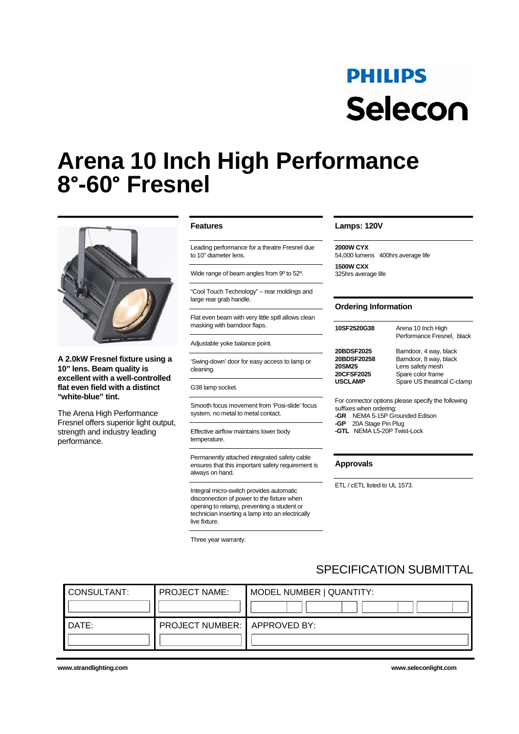PHILIPS

Selecon

# Arena 10 Inch High Performance 8°-60° Fresnel

**A 2.0kW Fresnel fixture using a 10" lens. Beam quality is excellent with a well-controlled flat even field with a distinct "white-blue" tint.**

The Arena High Performance Fresnel offers superior light output, strength and industry leading performance.

## Features

- Leading performance for a theatre Fresnel due to 10" diameter lens.
- Wide range of beam angles from 9º to 52º.
- "Cool Touch Technology" – rear moldings and large rear grab handle.
- Flat even beam with very little spill allows clean masking with barndoor flaps.
- Adjustable yoke balance point.
- 'Swing-down' door for easy access to lamp or cleaning.
- G38 lamp socket.
- Smooth focus movement from 'Posi-slide' focus system, no metal to metal contact.
- Effective airflow maintains lower body temperature.
- Permanently attached integrated safety cable ensures that this important safety requirement is always on hand.
- Integral micro-switch provides automatic disconnection of power to the fixture when opening to relamp, preventing a student or technician inserting a lamp into an electrically live fixture.
- Three year warranty.

## Lamps: 120V

**2000W CYX**
54,000 lumens 400hrs average life

**1500W CXX**
325hrs average life

## Ordering Information

| | |
|---|---|
| **10SF2520G38** | Arena 10 Inch High Performance Fresnel, black |
| **20BDSF2025** | Barndoor, 4 way, black |
| **20BDSF20258** | Barndoor, 8 way, black |
| **20SM25** | Lens safety mesh |
| **20CFSF2025** | Spare color frame |
| **USCLAMP** | Spare US theatrical C-clamp |

For connector options please specify the following suffixes when ordering:
**-GR** NEMA 5-15P Grounded Edison
**-GP** 20A Stage Pin Plug
**-GTL** NEMA L5-20P Twist-Lock

## Approvals

ETL / cETL listed to UL 1573.

## SPECIFICATION SUBMITTAL

| CONSULTANT: | PROJECT NAME: | MODEL NUMBER \| QUANTITY: |
|---|---|---|
| | | |
| DATE: | PROJECT NUMBER: | APPROVED BY: |
| | | |

www.strandlighting.com

www.seleconlight.com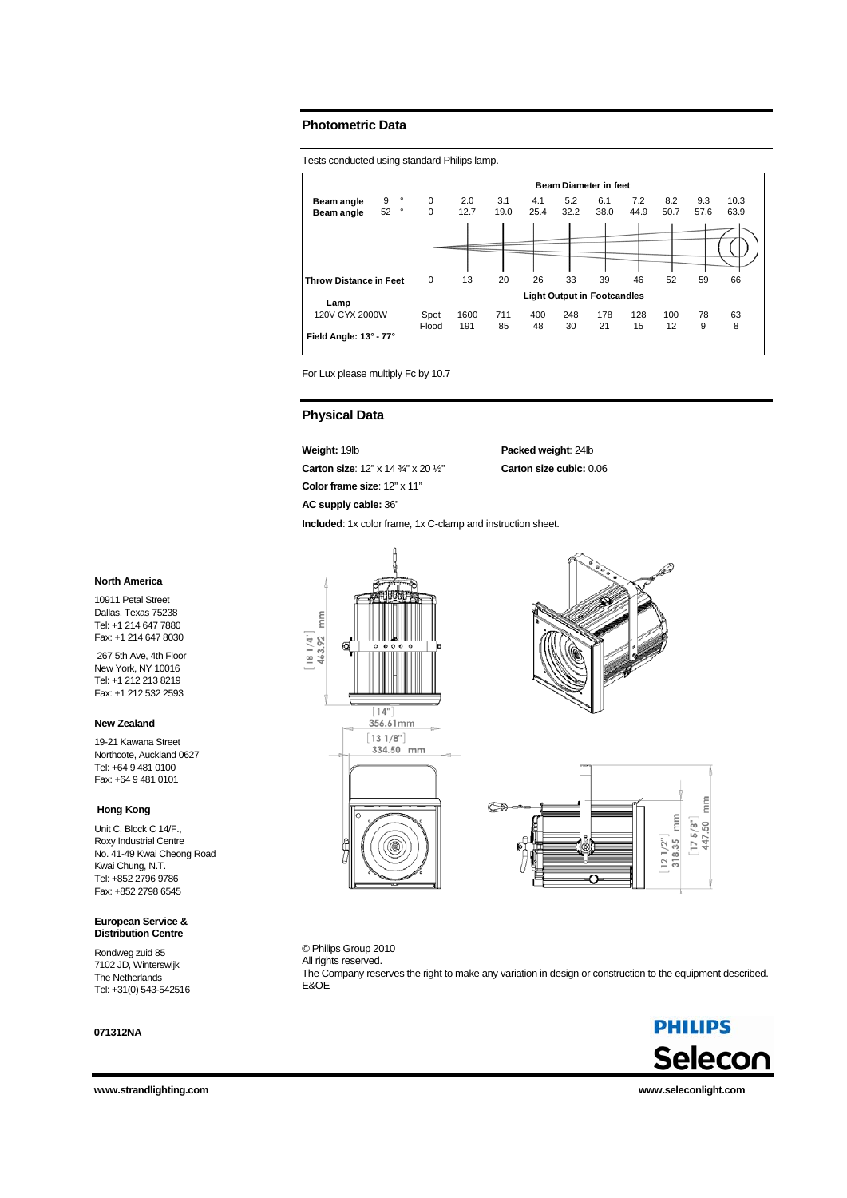## Photometric Data

Tests conducted using standard Philips lamp.

| | | | | | | | | | | | |
|---|---|---|---|---|---|---|---|---|---|---|---|
| | | **Beam Diameter in feet** | | | | | | | | | |
| **Beam angle** | 9 ° | 0 | 2.0 | 3.1 | 4.1 | 5.2 | 6.1 | 7.2 | 8.2 | 9.3 | 10.3 |
| **Beam angle** | 52 ° | 0 | 12.7 | 19.0 | 25.4 | 32.2 | 38.0 | 44.9 | 50.7 | 57.6 | 63.9 |
| **Throw Distance in Feet** | | 0 | 13 | 20 | 26 | 33 | 39 | 46 | 52 | 59 | 66 |
| | | **Light Output in Footcandles** | | | | | | | | | |
| **Lamp** 120V CYX 2000W | | Spot | 1600 | 711 | 400 | 248 | 178 | 128 | 100 | 78 | 63 |
| | | Flood | 191 | 85 | 48 | 30 | 21 | 15 | 12 | 9 | 8 |
| **Field Angle: 13° - 77°** | | | | | | | | | | | |

For Lux please multiply Fc by 10.7

## Physical Data

**Weight:** 19lb

**Packed weight**: 24lb

**Carton size**: 12" x 14 ¾" x 20 ½"

**Carton size cubic:** 0.06

**Color frame size**: 12" x 11"

**AC supply cable:** 36"

**Included**: 1x color frame, 1x C-clamp and instruction sheet.

[18 1/4"] 463.92 mm

[14"] 356.61mm

[13 1/8"] 334.50 mm

[12 1/2"] 318.35 mm

[17 5/8"] 447.50 mm

**North America**

10911 Petal Street
Dallas, Texas 75238
Tel: +1 214 647 7880
Fax: +1 214 647 8030

267 5th Ave, 4th Floor
New York, NY 10016
Tel: +1 212 213 8219
Fax: +1 212 532 2593

**New Zealand**

19-21 Kawana Street
Northcote, Auckland 0627
Tel: +64 9 481 0100
Fax: +64 9 481 0101

**Hong Kong**

Unit C, Block C 14/F.,
Roxy Industrial Centre
No. 41-49 Kwai Cheong Road
Kwai Chung, N.T.
Tel: +852 2796 9786
Fax: +852 2798 6545

**European Service & Distribution Centre**

Rondweg zuid 85
7102 JD, Winterswijk
The Netherlands
Tel: +31(0) 543-542516

**071312NA**

© Philips Group 2010
All rights reserved.
The Company reserves the right to make any variation in design or construction to the equipment described.
E&OE

**PHILIPS**
**Selecon**

**www.strandlighting.com**

**www.seleconlight.com**